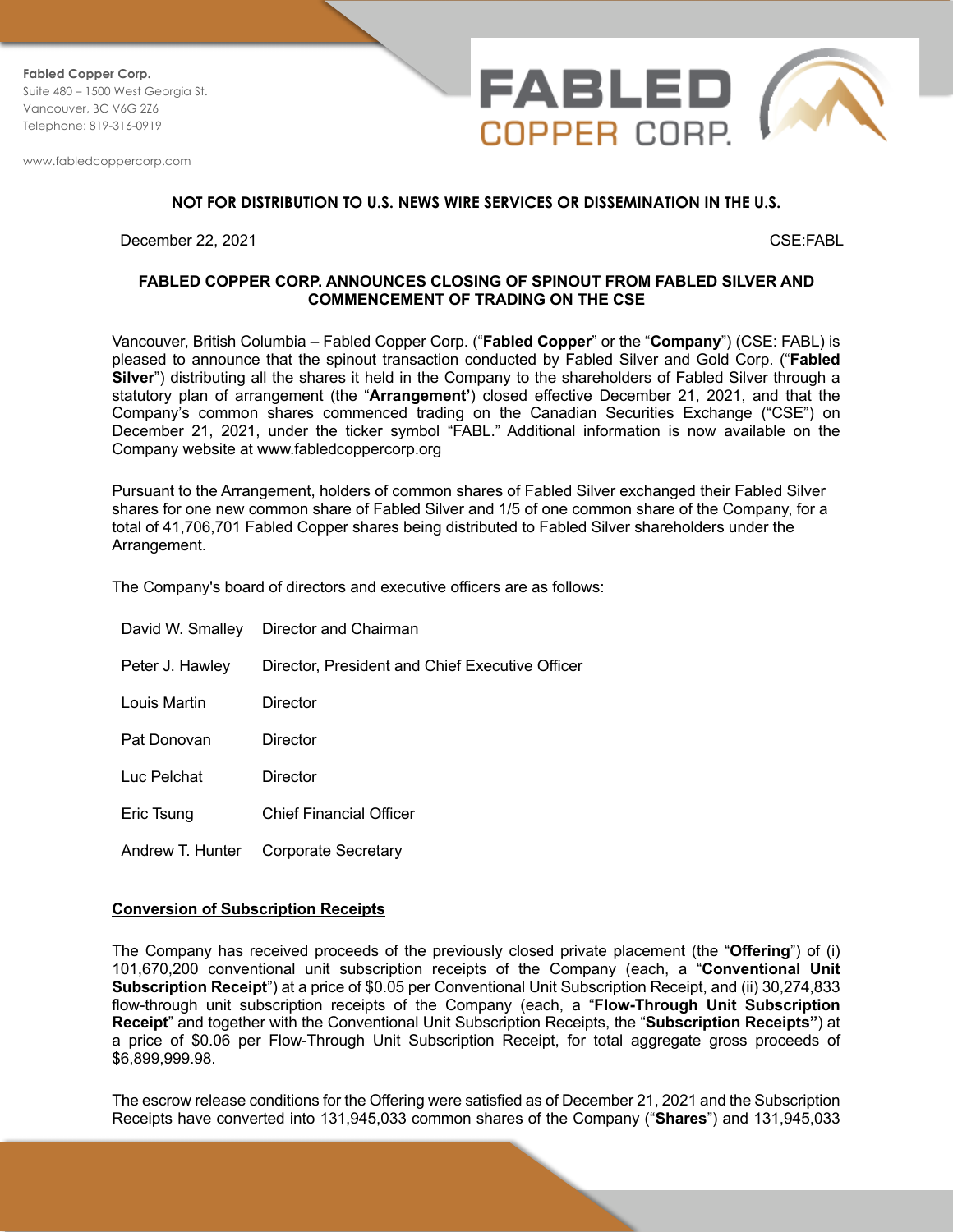Fabled Copper Corp.
Suite 480 – 1500 West Georgia St.
Vancouver, BC V6G 2Z6
Telephone: 819-316-0919

www.fabledcoppercorp.com

**NOT FOR DISTRIBUTION TO U.S. NEWS WIRE SERVICES OR DISSEMINATION IN THE U.S.**

December 22, 2021 CSE:FABL

# FABLED COPPER CORP. ANNOUNCES CLOSING OF SPINOUT FROM FABLED SILVER AND COMMENCEMENT OF TRADING ON THE CSE

Vancouver, British Columbia – Fabled Copper Corp. ("**Fabled Copper**" or the "**Company**") (CSE: FABL) is pleased to announce that the spinout transaction conducted by Fabled Silver and Gold Corp. ("**Fabled Silver**") distributing all the shares it held in the Company to the shareholders of Fabled Silver through a statutory plan of arrangement (the "**Arrangement'**) closed effective December 21, 2021, and that the Company's common shares commenced trading on the Canadian Securities Exchange ("CSE") on December 21, 2021, under the ticker symbol "FABL." Additional information is now available on the Company website at www.fabledcoppercorp.org

Pursuant to the Arrangement, holders of common shares of Fabled Silver exchanged their Fabled Silver shares for one new common share of Fabled Silver and 1/5 of one common share of the Company, for a total of 41,706,701 Fabled Copper shares being distributed to Fabled Silver shareholders under the Arrangement.

The Company's board of directors and executive officers are as follows:

| | |
|---|---|
| David W. Smalley | Director and Chairman |
| Peter J. Hawley | Director, President and Chief Executive Officer |
| Louis Martin | Director |
| Pat Donovan | Director |
| Luc Pelchat | Director |
| Eric Tsung | Chief Financial Officer |
| Andrew T. Hunter | Corporate Secretary |

## Conversion of Subscription Receipts

The Company has received proceeds of the previously closed private placement (the "**Offering**") of (i) 101,670,200 conventional unit subscription receipts of the Company (each, a "**Conventional Unit Subscription Receipt**") at a price of $0.05 per Conventional Unit Subscription Receipt, and (ii) 30,274,833 flow-through unit subscription receipts of the Company (each, a "**Flow-Through Unit Subscription Receipt**" and together with the Conventional Unit Subscription Receipts, the "**Subscription Receipts"**) at a price of $0.06 per Flow-Through Unit Subscription Receipt, for total aggregate gross proceeds of $6,899,999.98.

The escrow release conditions for the Offering were satisfied as of December 21, 2021 and the Subscription Receipts have converted into 131,945,033 common shares of the Company ("**Shares**") and 131,945,033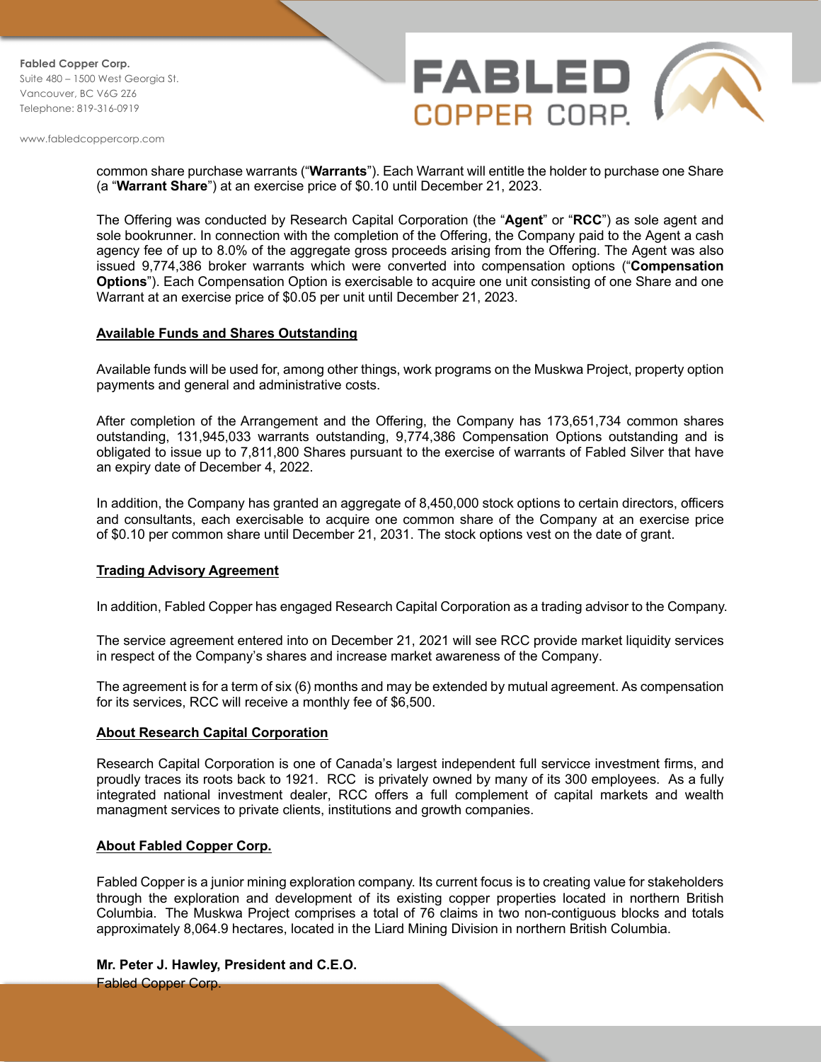common share purchase warrants ("**Warrants**"). Each Warrant will entitle the holder to purchase one Share (a "**Warrant Share**") at an exercise price of $0.10 until December 21, 2023.

The Offering was conducted by Research Capital Corporation (the "**Agent**" or "**RCC**") as sole agent and sole bookrunner. In connection with the completion of the Offering, the Company paid to the Agent a cash agency fee of up to 8.0% of the aggregate gross proceeds arising from the Offering. The Agent was also issued 9,774,386 broker warrants which were converted into compensation options ("**Compensation Options**"). Each Compensation Option is exercisable to acquire one unit consisting of one Share and one Warrant at an exercise price of $0.05 per unit until December 21, 2023.

**Available Funds and Shares Outstanding**

Available funds will be used for, among other things, work programs on the Muskwa Project, property option payments and general and administrative costs.

After completion of the Arrangement and the Offering, the Company has 173,651,734 common shares outstanding, 131,945,033 warrants outstanding, 9,774,386 Compensation Options outstanding and is obligated to issue up to 7,811,800 Shares pursuant to the exercise of warrants of Fabled Silver that have an expiry date of December 4, 2022.

In addition, the Company has granted an aggregate of 8,450,000 stock options to certain directors, officers and consultants, each exercisable to acquire one common share of the Company at an exercise price of $0.10 per common share until December 21, 2031. The stock options vest on the date of grant.

**Trading Advisory Agreement**

In addition, Fabled Copper has engaged Research Capital Corporation as a trading advisor to the Company.

The service agreement entered into on December 21, 2021 will see RCC provide market liquidity services in respect of the Company's shares and increase market awareness of the Company.

The agreement is for a term of six (6) months and may be extended by mutual agreement. As compensation for its services, RCC will receive a monthly fee of $6,500.

**About Research Capital Corporation**

Research Capital Corporation is one of Canada's largest independent full servicce investment firms, and proudly traces its roots back to 1921. RCC is privately owned by many of its 300 employees. As a fully integrated national investment dealer, RCC offers a full complement of capital markets and wealth managment services to private clients, institutions and growth companies.

**About Fabled Copper Corp.**

Fabled Copper is a junior mining exploration company. Its current focus is to creating value for stakeholders through the exploration and development of its existing copper properties located in northern British Columbia. The Muskwa Project comprises a total of 76 claims in two non-contiguous blocks and totals approximately 8,064.9 hectares, located in the Liard Mining Division in northern British Columbia.

**Mr. Peter J. Hawley, President and C.E.O.**
Fabled Copper Corp.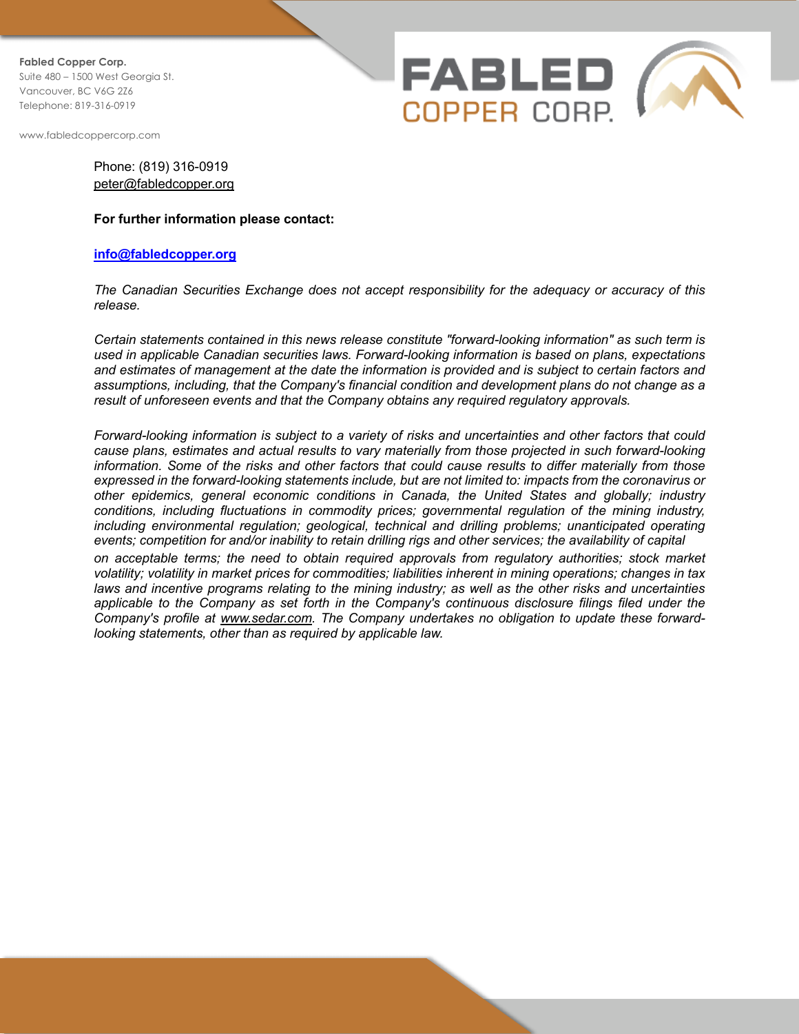Phone: (819) 316-0919
peter@fabledcopper.org

**For further information please contact:**

**info@fabledcopper.org**

*The Canadian Securities Exchange does not accept responsibility for the adequacy or accuracy of this release.*

*Certain statements contained in this news release constitute "forward-looking information" as such term is used in applicable Canadian securities laws. Forward-looking information is based on plans, expectations and estimates of management at the date the information is provided and is subject to certain factors and assumptions, including, that the Company's financial condition and development plans do not change as a result of unforeseen events and that the Company obtains any required regulatory approvals.*

*Forward-looking information is subject to a variety of risks and uncertainties and other factors that could cause plans, estimates and actual results to vary materially from those projected in such forward-looking information. Some of the risks and other factors that could cause results to differ materially from those expressed in the forward-looking statements include, but are not limited to: impacts from the coronavirus or other epidemics, general economic conditions in Canada, the United States and globally; industry conditions, including fluctuations in commodity prices; governmental regulation of the mining industry, including environmental regulation; geological, technical and drilling problems; unanticipated operating events; competition for and/or inability to retain drilling rigs and other services; the availability of capital on acceptable terms; the need to obtain required approvals from regulatory authorities; stock market volatility; volatility in market prices for commodities; liabilities inherent in mining operations; changes in tax laws and incentive programs relating to the mining industry; as well as the other risks and uncertainties applicable to the Company as set forth in the Company's continuous disclosure filings filed under the Company's profile at www.sedar.com. The Company undertakes no obligation to update these forward-looking statements, other than as required by applicable law.*